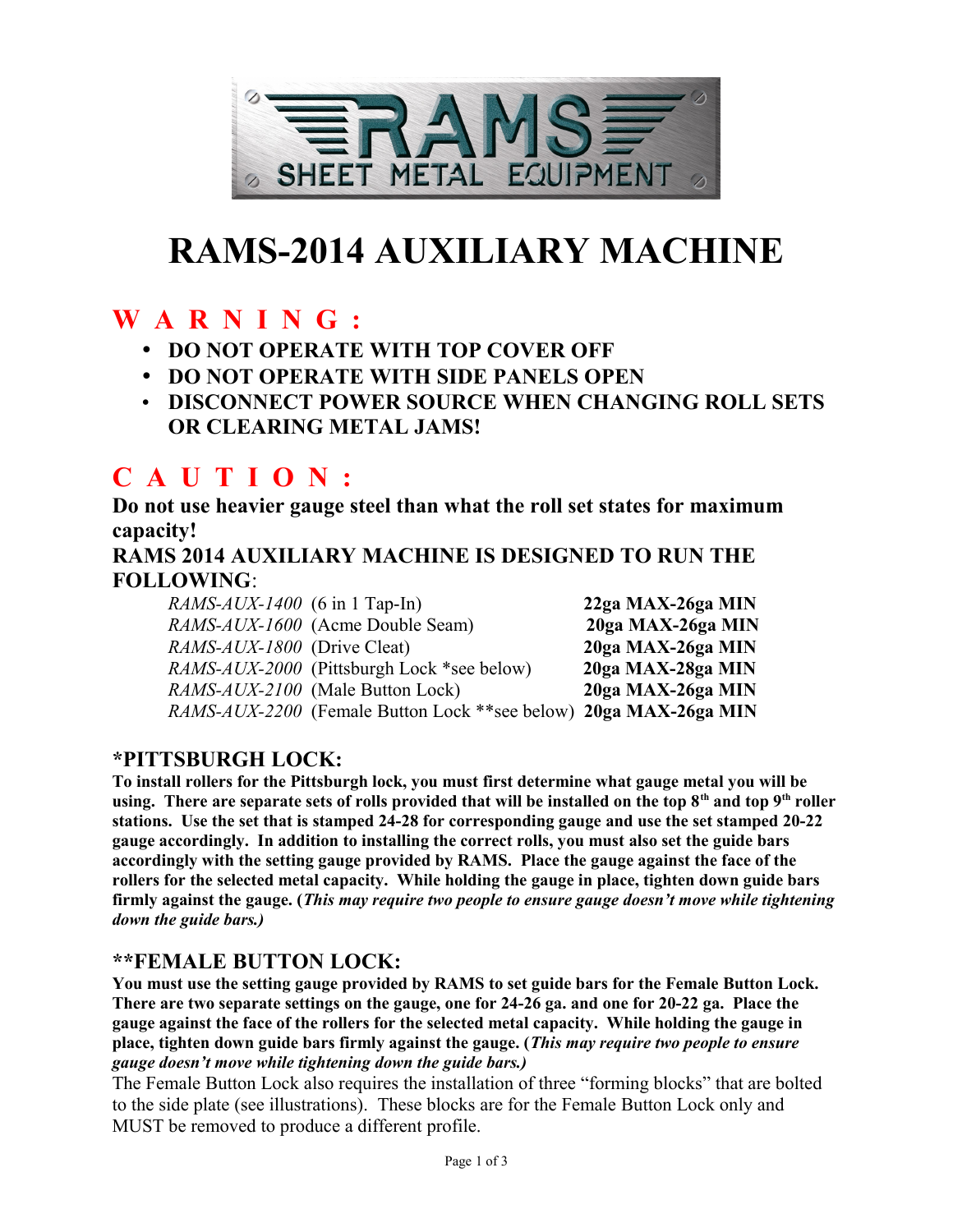# RAMS-2014 AUXILIARY MACHINE

## W A R N I N G :

- **DO NOT OPERATE WITH TOP COVER OFF**
- **DO NOT OPERATE WITH SIDE PANELS OPEN**
- **DISCONNECT POWER SOURCE WHEN CHANGING ROLL SETS OR CLEARING METAL JAMS!**

## C A U T I O N :

**Do not use heavier gauge steel than what the roll set states for maximum capacity!**

**RAMS 2014 AUXILIARY MACHINE IS DESIGNED TO RUN THE FOLLOWING**:

| | | |
|---|---|---|
| *RAMS-AUX-1400* | (6 in 1 Tap-In) | **22ga MAX-26ga MIN** |
| *RAMS-AUX-1600* | (Acme Double Seam) | **20ga MAX-26ga MIN** |
| *RAMS-AUX-1800* | (Drive Cleat) | **20ga MAX-26ga MIN** |
| *RAMS-AUX-2000* | (Pittsburgh Lock *see below) | **20ga MAX-28ga MIN** |
| *RAMS-AUX-2100* | (Male Button Lock) | **20ga MAX-26ga MIN** |
| *RAMS-AUX-2200* | (Female Button Lock **see below) | **20ga MAX-26ga MIN** |

### *PITTSBURGH LOCK:

**To install rollers for the Pittsburgh lock, you must first determine what gauge metal you will be using. There are separate sets of rolls provided that will be installed on the top 8th and top 9th roller stations. Use the set that is stamped 24-28 for corresponding gauge and use the set stamped 20-22 gauge accordingly. In addition to installing the correct rolls, you must also set the guide bars accordingly with the setting gauge provided by RAMS. Place the gauge against the face of the rollers for the selected metal capacity. While holding the gauge in place, tighten down guide bars firmly against the gauge. (*This may require two people to ensure gauge doesn't move while tightening down the guide bars.*)**

### **FEMALE BUTTON LOCK:

**You must use the setting gauge provided by RAMS to set guide bars for the Female Button Lock. There are two separate settings on the gauge, one for 24-26 ga. and one for 20-22 ga. Place the gauge against the face of the rollers for the selected metal capacity. While holding the gauge in place, tighten down guide bars firmly against the gauge. (*This may require two people to ensure gauge doesn't move while tightening down the guide bars.*)**

The Female Button Lock also requires the installation of three "forming blocks" that are bolted to the side plate (see illustrations). These blocks are for the Female Button Lock only and MUST be removed to produce a different profile.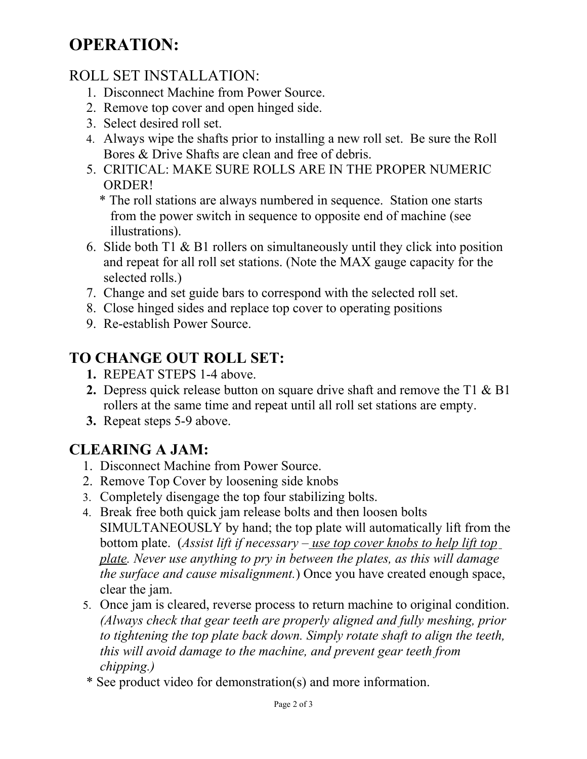# OPERATION:

## ROLL SET INSTALLATION:

1. Disconnect Machine from Power Source.
2. Remove top cover and open hinged side.
3. Select desired roll set.
4. Always wipe the shafts prior to installing a new roll set. Be sure the Roll Bores & Drive Shafts are clean and free of debris.
5. CRITICAL: MAKE SURE ROLLS ARE IN THE PROPER NUMERIC ORDER!
   * The roll stations are always numbered in sequence. Station one starts from the power switch in sequence to opposite end of machine (see illustrations).
6. Slide both T1 & B1 rollers on simultaneously until they click into position and repeat for all roll set stations. (Note the MAX gauge capacity for the selected rolls.)
7. Change and set guide bars to correspond with the selected roll set.
8. Close hinged sides and replace top cover to operating positions
9. Re-establish Power Source.

## TO CHANGE OUT ROLL SET:

1. REPEAT STEPS 1-4 above.
2. Depress quick release button on square drive shaft and remove the T1 & B1 rollers at the same time and repeat until all roll set stations are empty.
3. Repeat steps 5-9 above.

## CLEARING A JAM:

1. Disconnect Machine from Power Source.
2. Remove Top Cover by loosening side knobs
3. Completely disengage the top four stabilizing bolts.
4. Break free both quick jam release bolts and then loosen bolts SIMULTANEOUSLY by hand; the top plate will automatically lift from the bottom plate. (*Assist lift if necessary – use top cover knobs to help lift top plate. Never use anything to pry in between the plates, as this will damage the surface and cause misalignment.*) Once you have created enough space, clear the jam.
5. Once jam is cleared, reverse process to return machine to original condition. *(Always check that gear teeth are properly aligned and fully meshing, prior to tightening the top plate back down. Simply rotate shaft to align the teeth, this will avoid damage to the machine, and prevent gear teeth from chipping.)*

* See product video for demonstration(s) and more information.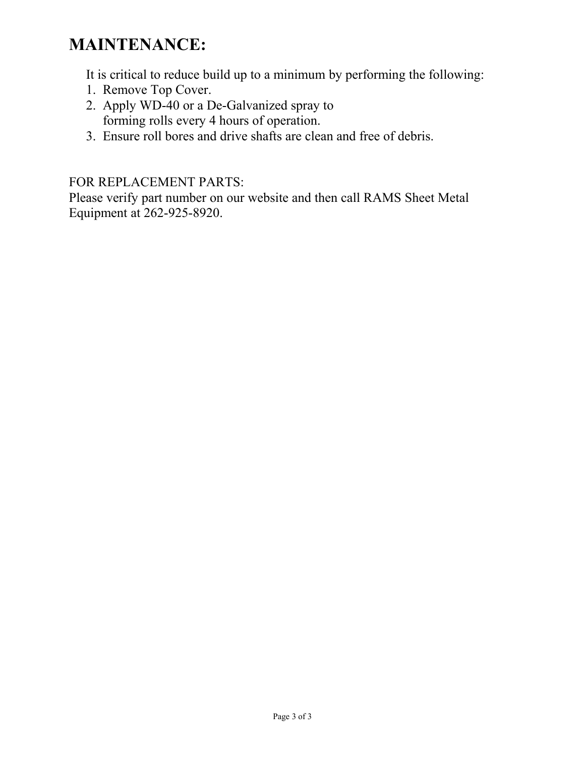# MAINTENANCE:

It is critical to reduce build up to a minimum by performing the following:

1. Remove Top Cover.
2. Apply WD-40 or a De-Galvanized spray to forming rolls every 4 hours of operation.
3. Ensure roll bores and drive shafts are clean and free of debris.

FOR REPLACEMENT PARTS:
Please verify part number on our website and then call RAMS Sheet Metal Equipment at 262-925-8920.